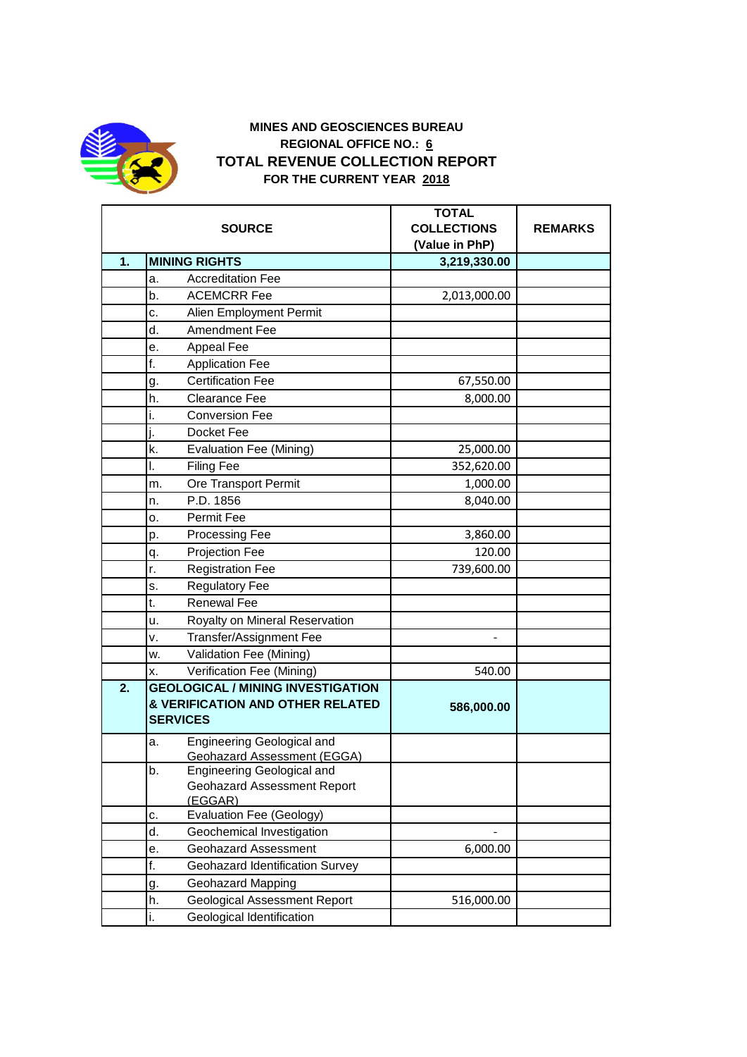**MINES AND GEOSCIENCES BUREAU**

**REGIONAL OFFICE NO.: 6**

# TOTAL REVENUE COLLECTION REPORT

**FOR THE CURRENT YEAR 2018**

| | SOURCE | TOTAL COLLECTIONS (Value in PhP) | REMARKS |
|---|---|---|---|
| **1.** | **MINING RIGHTS** | **3,219,330.00** | |
| | a. Accreditation Fee | | |
| | b. ACEMCRR Fee | 2,013,000.00 | |
| | c. Alien Employment Permit | | |
| | d. Amendment Fee | | |
| | e. Appeal Fee | | |
| | f. Application Fee | | |
| | g. Certification Fee | 67,550.00 | |
| | h. Clearance Fee | 8,000.00 | |
| | i. Conversion Fee | | |
| | j. Docket Fee | | |
| | k. Evaluation Fee (Mining) | 25,000.00 | |
| | l. Filing Fee | 352,620.00 | |
| | m. Ore Transport Permit | 1,000.00 | |
| | n. P.D. 1856 | 8,040.00 | |
| | o. Permit Fee | | |
| | p. Processing Fee | 3,860.00 | |
| | q. Projection Fee | 120.00 | |
| | r. Registration Fee | 739,600.00 | |
| | s. Regulatory Fee | | |
| | t. Renewal Fee | | |
| | u. Royalty on Mineral Reservation | | |
| | v. Transfer/Assignment Fee | - | |
| | w. Validation Fee (Mining) | | |
| | x. Verification Fee (Mining) | 540.00 | |
| **2.** | **GEOLOGICAL / MINING INVESTIGATION & VERIFICATION AND OTHER RELATED SERVICES** | **586,000.00** | |
| | a. Engineering Geological and Geohazard Assessment (EGGA) | | |
| | b. Engineering Geological and Geohazard Assessment Report (EGGAR) | | |
| | c. Evaluation Fee (Geology) | | |
| | d. Geochemical Investigation | - | |
| | e. Geohazard Assessment | 6,000.00 | |
| | f. Geohazard Identification Survey | | |
| | g. Geohazard Mapping | | |
| | h. Geological Assessment Report | 516,000.00 | |
| | i. Geological Identification | | |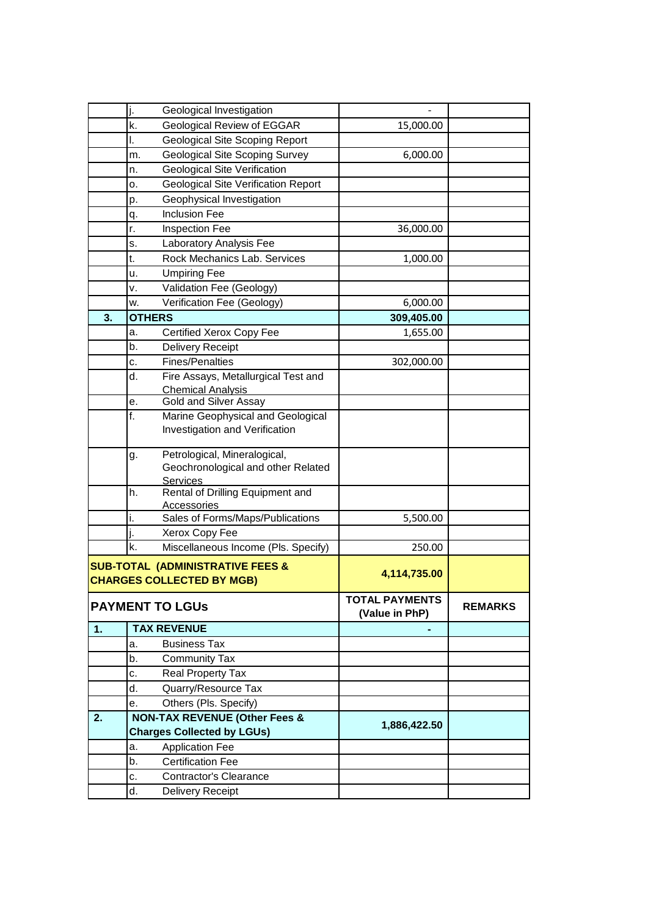| | | | | |
|---|---|---|---|---|
| | j. | Geological Investigation | - | |
| | k. | Geological Review of EGGAR | 15,000.00 | |
| | l. | Geological Site Scoping Report | | |
| | m. | Geological Site Scoping Survey | 6,000.00 | |
| | n. | Geological Site Verification | | |
| | o. | Geological Site Verification Report | | |
| | p. | Geophysical Investigation | | |
| | q. | Inclusion Fee | | |
| | r. | Inspection Fee | 36,000.00 | |
| | s. | Laboratory Analysis Fee | | |
| | t. | Rock Mechanics Lab. Services | 1,000.00 | |
| | u. | Umpiring Fee | | |
| | v. | Validation Fee (Geology) | | |
| | w. | Verification Fee (Geology) | 6,000.00 | |
| **3.** | **OTHERS** | | **309,405.00** | |
| | a. | Certified Xerox Copy Fee | 1,655.00 | |
| | b. | Delivery Receipt | | |
| | c. | Fines/Penalties | 302,000.00 | |
| | d. | Fire Assays, Metallurgical Test and Chemical Analysis | | |
| | e. | Gold and Silver Assay | | |
| | f. | Marine Geophysical and Geological Investigation and Verification | | |
| | g. | Petrological, Mineralogical, Geochronological and other Related Services | | |
| | h. | Rental of Drilling Equipment and Accessories | | |
| | i. | Sales of Forms/Maps/Publications | 5,500.00 | |
| | j. | Xerox Copy Fee | | |
| | k. | Miscellaneous Income (Pls. Specify) | 250.00 | |
| **SUB-TOTAL (ADMINISTRATIVE FEES & CHARGES COLLECTED BY MGB)** | | | **4,114,735.00** | |

| **PAYMENT TO LGUs** | | | **TOTAL PAYMENTS (Value in PhP)** | **REMARKS** |
|---|---|---|---|---|
| **1.** | **TAX REVENUE** | | **-** | |
| | a. | Business Tax | | |
| | b. | Community Tax | | |
| | c. | Real Property Tax | | |
| | d. | Quarry/Resource Tax | | |
| | e. | Others (Pls. Specify) | | |
| **2.** | **NON-TAX REVENUE (Other Fees & Charges Collected by LGUs)** | | **1,886,422.50** | |
| | a. | Application Fee | | |
| | b. | Certification Fee | | |
| | c. | Contractor's Clearance | | |
| | d. | Delivery Receipt | | |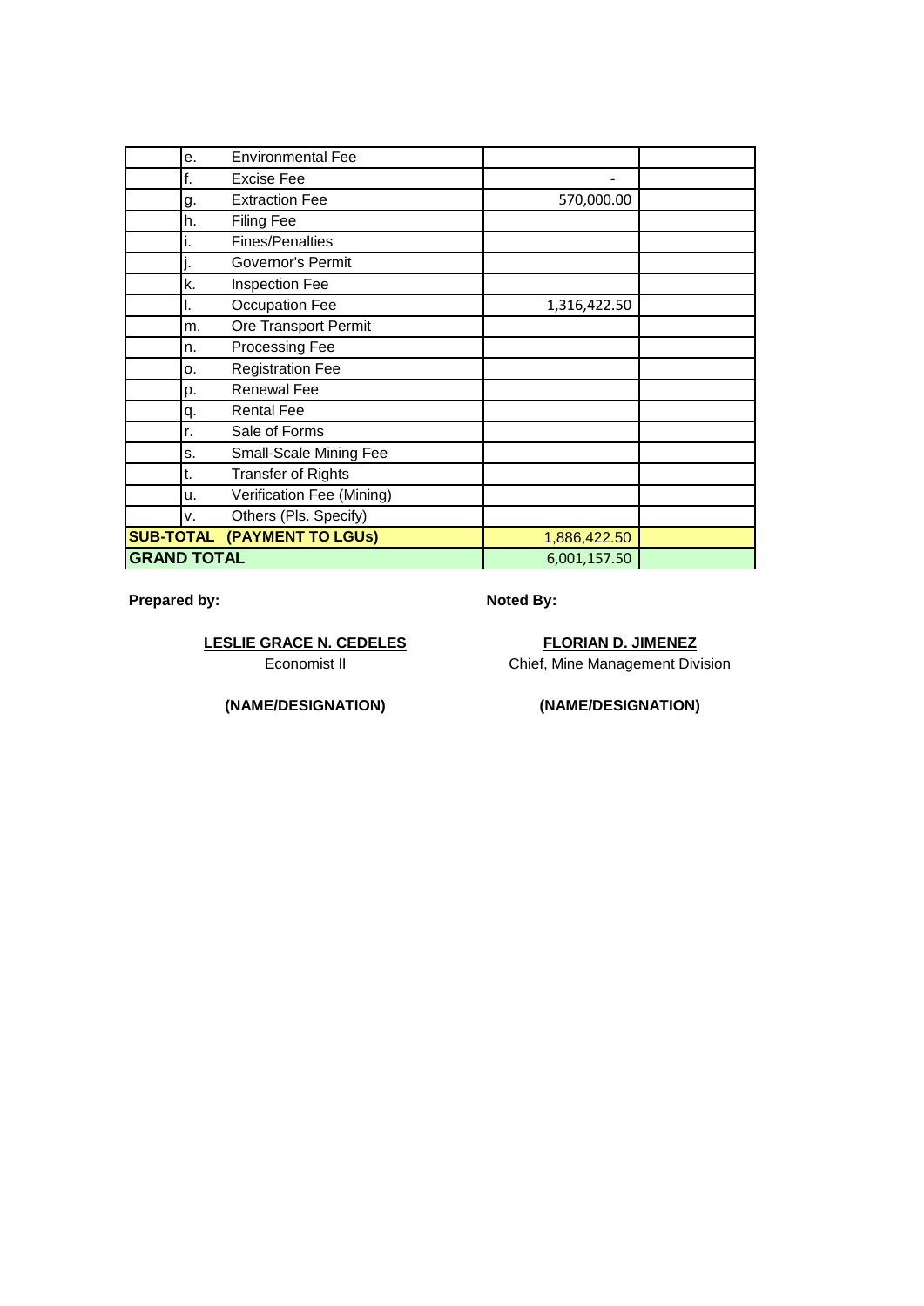| | | | | |
|---|---|---|---|---|
| | e. | Environmental Fee | | |
| | f. | Excise Fee | - | |
| | g. | Extraction Fee | 570,000.00 | |
| | h. | Filing Fee | | |
| | i. | Fines/Penalties | | |
| | j. | Governor's Permit | | |
| | k. | Inspection Fee | | |
| | l. | Occupation Fee | 1,316,422.50 | |
| | m. | Ore Transport Permit | | |
| | n. | Processing Fee | | |
| | o. | Registration Fee | | |
| | p. | Renewal Fee | | |
| | q. | Rental Fee | | |
| | r. | Sale of Forms | | |
| | s. | Small-Scale Mining Fee | | |
| | t. | Transfer of Rights | | |
| | u. | Verification Fee (Mining) | | |
| | v. | Others (Pls. Specify) | | |
| **SUB-TOTAL (PAYMENT TO LGUs)** | | | 1,886,422.50 | |
| **GRAND TOTAL** | | | 6,001,157.50 | |

**Prepared by:**

**LESLIE GRACE N. CEDELES**
Economist II

**(NAME/DESIGNATION)**

**Noted By:**

**FLORIAN D. JIMENEZ**
Chief, Mine Management Division

**(NAME/DESIGNATION)**